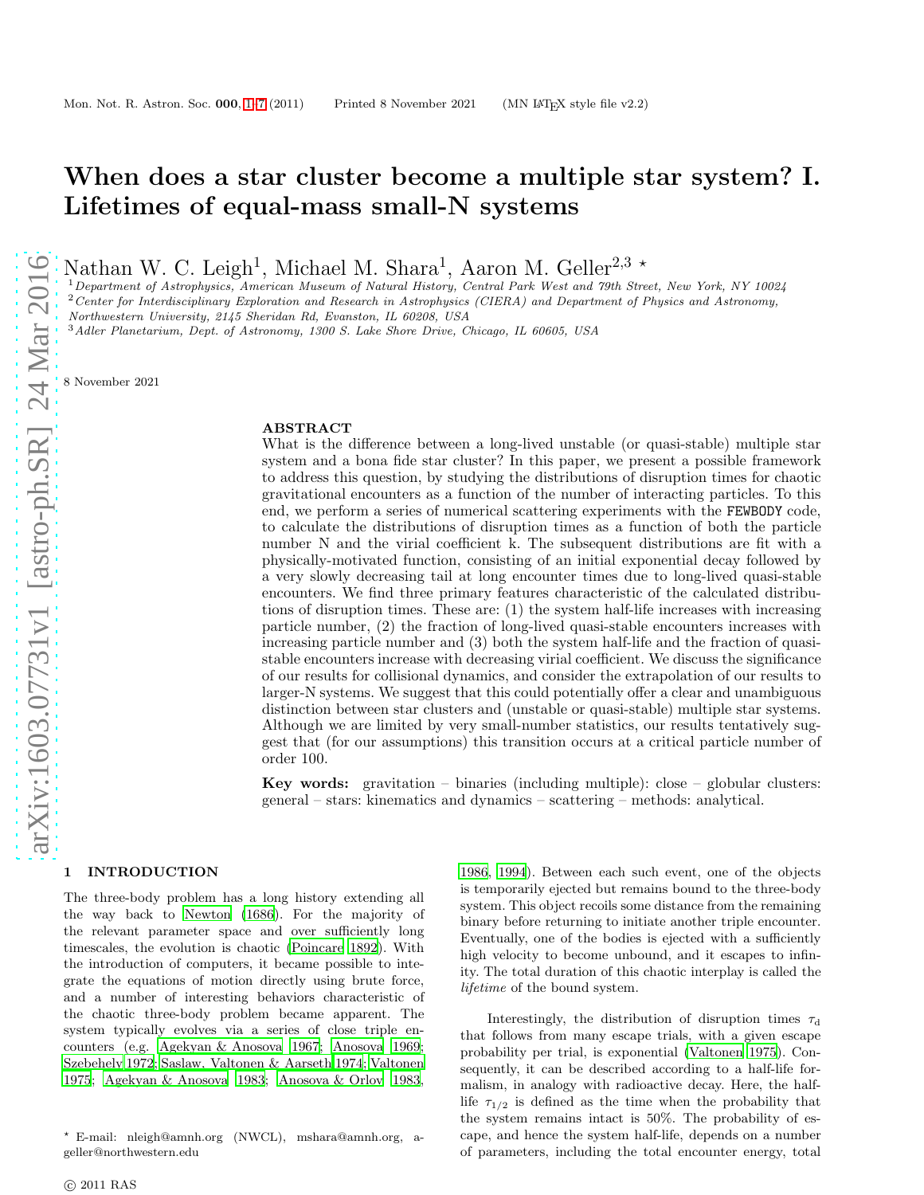# When does a star cluster become a multiple star system? I. Lifetimes of equal-mass small-N systems

Nathan W. C. Leigh[1], Michael M. Shara[1], Aaron M. Geller[2,3] ⋆

[1]Department of Astrophysics, American Museum of Natural History, Central Park West and 79th Street, New York, NY 10024
[2]Center for Interdisciplinary Exploration and Research in Astrophysics (CIERA) and Department of Physics and Astronomy, Northwestern University, 2145 Sheridan Rd, Evanston, IL 60208, USA
[3]Adler Planetarium, Dept. of Astronomy, 1300 S. Lake Shore Drive, Chicago, IL 60605, USA

8 November 2021

## ABSTRACT

What is the difference between a long-lived unstable (or quasi-stable) multiple star system and a bona fide star cluster? In this paper, we present a possible framework to address this question, by studying the distributions of disruption times for chaotic gravitational encounters as a function of the number of interacting particles. To this end, we perform a series of numerical scattering experiments with the FEWBODY code, to calculate the distributions of disruption times as a function of both the particle number N and the virial coefficient k. The subsequent distributions are fit with a physically-motivated function, consisting of an initial exponential decay followed by a very slowly decreasing tail at long encounter times due to long-lived quasi-stable encounters. We find three primary features characteristic of the calculated distributions of disruption times. These are: (1) the system half-life increases with increasing particle number, (2) the fraction of long-lived quasi-stable encounters increases with increasing particle number and (3) both the system half-life and the fraction of quasi-stable encounters increase with decreasing virial coefficient. We discuss the significance of our results for collisional dynamics, and consider the extrapolation of our results to larger-N systems. We suggest that this could potentially offer a clear and unambiguous distinction between star clusters and (unstable or quasi-stable) multiple star systems. Although we are limited by very small-number statistics, our results tentatively suggest that (for our assumptions) this transition occurs at a critical particle number of order 100.

**Key words:** gravitation – binaries (including multiple): close – globular clusters: general – stars: kinematics and dynamics – scattering – methods: analytical.

## 1 INTRODUCTION

The three-body problem has a long history extending all the way back to Newton (1686). For the majority of the relevant parameter space and over sufficiently long timescales, the evolution is chaotic (Poincare 1892). With the introduction of computers, it became possible to integrate the equations of motion directly using brute force, and a number of interesting behaviors characteristic of the chaotic three-body problem became apparent. The system typically evolves via a series of close triple encounters (e.g. Agekyan & Anosova 1967; Anosova 1969; Szebehely 1972; Saslaw, Valtonen & Aarseth 1974; Valtonen 1975; Agekyan & Anosova 1983; Anosova & Orlov 1983, 1986, 1994). Between each such event, one of the objects is temporarily ejected but remains bound to the three-body system. This object recoils some distance from the remaining binary before returning to initiate another triple encounter. Eventually, one of the bodies is ejected with a sufficiently high velocity to become unbound, and it escapes to infinity. The total duration of this chaotic interplay is called the *lifetime* of the bound system.

Interestingly, the distribution of disruption times $\tau_{\rm d}$ that follows from many escape trials, with a given escape probability per trial, is exponential (Valtonen 1975). Consequently, it can be described according to a half-life formalism, in analogy with radioactive decay. Here, the half-life $\tau_{1/2}$ is defined as the time when the probability that the system remains intact is 50%. The probability of escape, and hence the system half-life, depends on a number of parameters, including the total encounter energy, total

⋆ E-mail: nleigh@amnh.org (NWCL), mshara@amnh.org, a-geller@northwestern.edu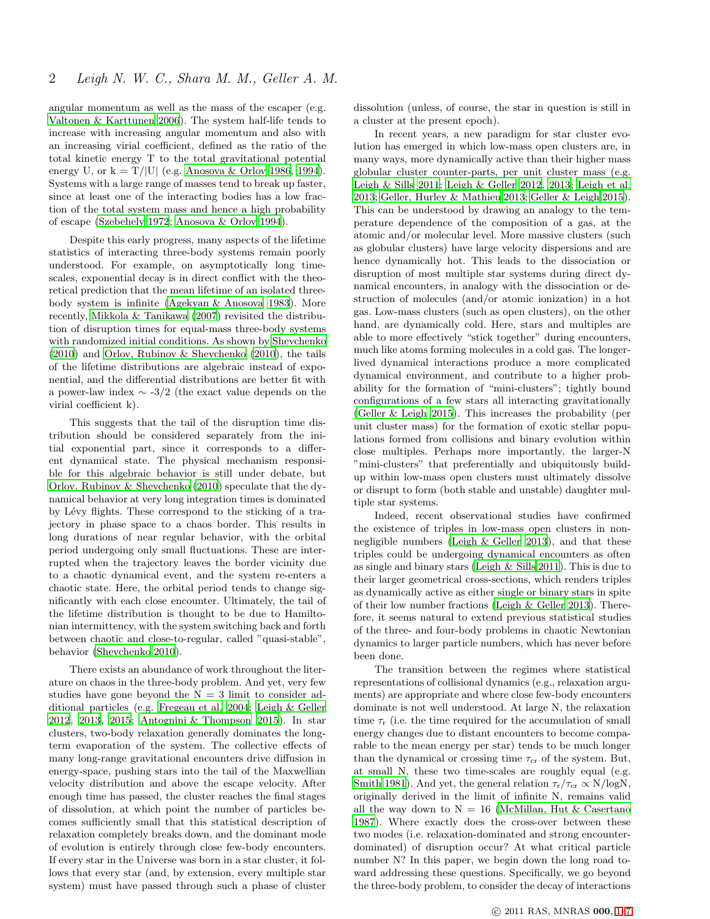angular momentum as well as the mass of the escaper (e.g. Valtonen & Karttunen 2006). The system half-life tends to increase with increasing angular momentum and also with an increasing virial coefficient, defined as the ratio of the total kinetic energy T to the total gravitational potential energy U, or k = T/|U| (e.g. Anosova & Orlov 1986, 1994). Systems with a large range of masses tend to break up faster, since at least one of the interacting bodies has a low fraction of the total system mass and hence a high probability of escape (Szebehely 1972; Anosova & Orlov 1994).

Despite this early progress, many aspects of the lifetime statistics of interacting three-body systems remain poorly understood. For example, on asymptotically long timescales, exponential decay is in direct conflict with the theoretical prediction that the mean lifetime of an isolated three-body system is infinite (Agekyan & Anosova 1983). More recently, Mikkola & Tanikawa (2007) revisited the distribution of disruption times for equal-mass three-body systems with randomized initial conditions. As shown by Shevchenko (2010) and Orlov, Rubinov & Shevchenko (2010), the tails of the lifetime distributions are algebraic instead of exponential, and the differential distributions are better fit with a power-law index ∼ -3/2 (the exact value depends on the virial coefficient k).

This suggests that the tail of the disruption time distribution should be considered separately from the initial exponential part, since it corresponds to a different dynamical state. The physical mechanism responsible for this algebraic behavior is still under debate, but Orlov, Rubinov & Shevchenko (2010) speculate that the dynamical behavior at very long integration times is dominated by Lévy flights. These correspond to the sticking of a trajectory in phase space to a chaos border. This results in long durations of near regular behavior, with the orbital period undergoing only small fluctuations. These are interrupted when the trajectory leaves the border vicinity due to a chaotic dynamical event, and the system re-enters a chaotic state. Here, the orbital period tends to change significantly with each close encounter. Ultimately, the tail of the lifetime distribution is thought to be due to Hamiltonian intermittency, with the system switching back and forth between chaotic and close-to-regular, called "quasi-stable", behavior (Shevchenko 2010).

There exists an abundance of work throughout the literature on chaos in the three-body problem. And yet, very few studies have gone beyond the N = 3 limit to consider additional particles (e.g. Fregeau et al. 2004; Leigh & Geller 2012, 2013, 2015; Antognini & Thompson 2015). In star clusters, two-body relaxation generally dominates the long-term evaporation of the system. The collective effects of many long-range gravitational encounters drive diffusion in energy-space, pushing stars into the tail of the Maxwellian velocity distribution and above the escape velocity. After enough time has passed, the cluster reaches the final stages of dissolution, at which point the number of particles becomes sufficiently small that this statistical description of relaxation completely breaks down, and the dominant mode of evolution is entirely through close few-body encounters. If every star in the Universe was born in a star cluster, it follows that every star (and, by extension, every multiple star system) must have passed through such a phase of cluster dissolution (unless, of course, the star in question is still in a cluster at the present epoch).

In recent years, a new paradigm for star cluster evolution has emerged in which low-mass open clusters are, in many ways, more dynamically active than their higher mass globular cluster counter-parts, per unit cluster mass (e.g. Leigh & Sills 2011; Leigh & Geller 2012, 2013; Leigh et al. 2013; Geller, Hurley & Mathieu 2013; Geller & Leigh 2015). This can be understood by drawing an analogy to the temperature dependence of the composition of a gas, at the atomic and/or molecular level. More massive clusters (such as globular clusters) have large velocity dispersions and are hence dynamically hot. This leads to the dissociation or disruption of most multiple star systems during direct dynamical encounters, in analogy with the dissociation or destruction of molecules (and/or atomic ionization) in a hot gas. Low-mass clusters (such as open clusters), on the other hand, are dynamically cold. Here, stars and multiples are able to more effectively "stick together" during encounters, much like atoms forming molecules in a cold gas. The longer-lived dynamical interactions produce a more complicated dynamical environment, and contribute to a higher probability for the formation of "mini-clusters"; tightly bound configurations of a few stars all interacting gravitationally (Geller & Leigh 2015). This increases the probability (per unit cluster mass) for the formation of exotic stellar populations formed from collisions and binary evolution within close multiples. Perhaps more importantly, the larger-N "mini-clusters" that preferentially and ubiquitously build-up within low-mass open clusters must ultimately dissolve or disrupt to form (both stable and unstable) daughter multiple star systems.

Indeed, recent observational studies have confirmed the existence of triples in low-mass open clusters in non-negligible numbers (Leigh & Geller 2013), and that these triples could be undergoing dynamical encounters as often as single and binary stars (Leigh & Sills 2011). This is due to their larger geometrical cross-sections, which renders triples as dynamically active as either single or binary stars in spite of their low number fractions (Leigh & Geller 2013). Therefore, it seems natural to extend previous statistical studies of the three- and four-body problems in chaotic Newtonian dynamics to larger particle numbers, which has never before been done.

The transition between the regimes where statistical representations of collisional dynamics (e.g., relaxation arguments) are appropriate and where close few-body encounters dominate is not well understood. At large N, the relaxation time $\tau_r$ (i.e. the time required for the accumulation of small energy changes due to distant encounters to become comparable to the mean energy per star) tends to be much longer than the dynamical or crossing time $\tau_{cr}$ of the system. But, at small N, these two time-scales are roughly equal (e.g. Smith 1981). And yet, the general relation $\tau_r/\tau_{cr} \propto$ N/logN, originally derived in the limit of infinite N, remains valid all the way down to N = 16 (McMillan, Hut & Casertano 1987). Where exactly does the cross-over between these two modes (i.e. relaxation-dominated and strong encounter-dominated) of disruption occur? At what critical particle number N? In this paper, we begin down the long road toward addressing these questions. Specifically, we go beyond the three-body problem, to consider the decay of interactions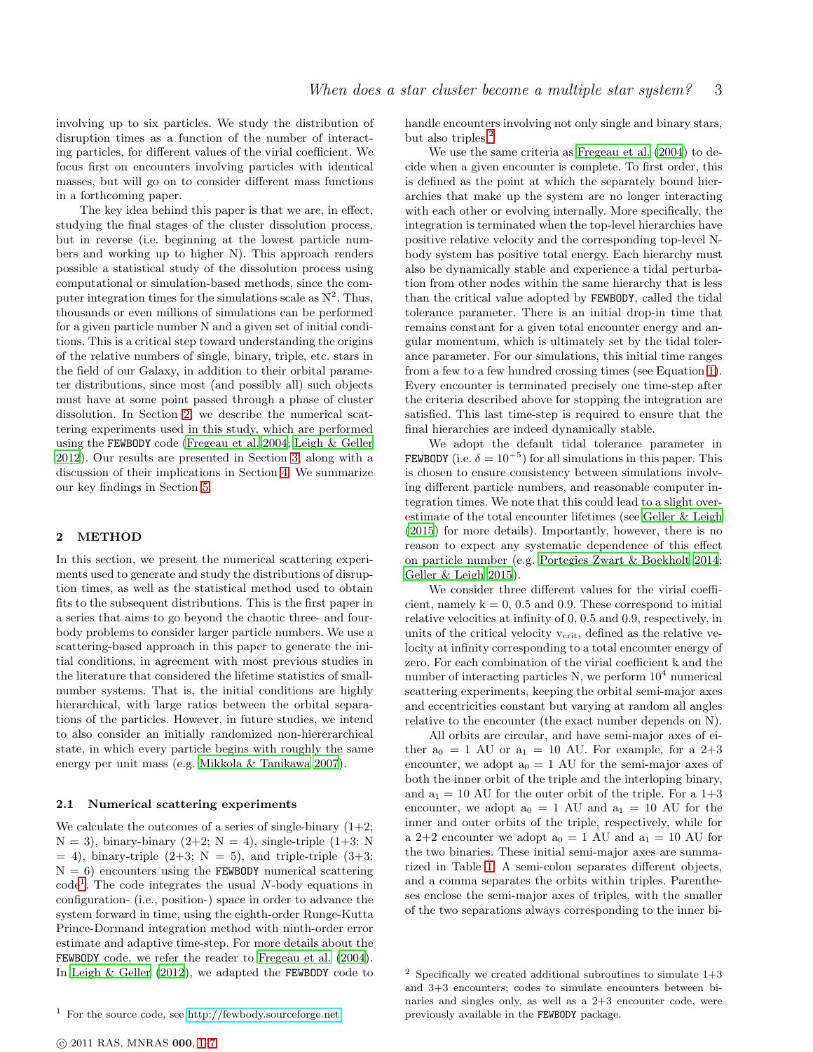involving up to six particles. We study the distribution of disruption times as a function of the number of interacting particles, for different values of the virial coefficient. We focus first on encounters involving particles with identical masses, but will go on to consider different mass functions in a forthcoming paper.

The key idea behind this paper is that we are, in effect, studying the final stages of the cluster dissolution process, but in reverse (i.e. beginning at the lowest particle numbers and working up to higher N). This approach renders possible a statistical study of the dissolution process using computational or simulation-based methods, since the computer integration times for the simulations scale as $N^2$. Thus, thousands or even millions of simulations can be performed for a given particle number N and a given set of initial conditions. This is a critical step toward understanding the origins of the relative numbers of single, binary, triple, etc. stars in the field of our Galaxy, in addition to their orbital parameter distributions, since most (and possibly all) such objects must have at some point passed through a phase of cluster dissolution. In Section 2, we describe the numerical scattering experiments used in this study, which are performed using the FEWBODY code (Fregeau et al. 2004; Leigh & Geller 2012). Our results are presented in Section 3, along with a discussion of their implications in Section 4. We summarize our key findings in Section 5.

## 2 METHOD

In this section, we present the numerical scattering experiments used to generate and study the distributions of disruption times, as well as the statistical method used to obtain fits to the subsequent distributions. This is the first paper in a series that aims to go beyond the chaotic three- and four-body problems to consider larger particle numbers. We use a scattering-based approach in this paper to generate the initial conditions, in agreement with most previous studies in the literature that considered the lifetime statistics of small-number systems. That is, the initial conditions are highly hierarchical, with large ratios between the orbital separations of the particles. However, in future studies, we intend to also consider an initially randomized non-hiererarchical state, in which every particle begins with roughly the same energy per unit mass (e.g. Mikkola & Tanikawa 2007).

### 2.1 Numerical scattering experiments

We calculate the outcomes of a series of single-binary (1+2; N = 3), binary-binary (2+2; N = 4), single-triple (1+3; N = 4), binary-triple (2+3; N = 5), and triple-triple (3+3; N = 6) encounters using the FEWBODY numerical scattering code[1]. The code integrates the usual *N*-body equations in configuration- (i.e., position-) space in order to advance the system forward in time, using the eighth-order Runge-Kutta Prince-Dormand integration method with ninth-order error estimate and adaptive time-step. For more details about the FEWBODY code, we refer the reader to Fregeau et al. (2004). In Leigh & Geller (2012), we adapted the FEWBODY code to handle encounters involving not only single and binary stars, but also triples.[2]

We use the same criteria as Fregeau et al. (2004) to decide when a given encounter is complete. To first order, this is defined as the point at which the separately bound hierarchies that make up the system are no longer interacting with each other or evolving internally. More specifically, the integration is terminated when the top-level hierarchies have positive relative velocity and the corresponding top-level N-body system has positive total energy. Each hierarchy must also be dynamically stable and experience a tidal perturbation from other nodes within the same hierarchy that is less than the critical value adopted by FEWBODY, called the tidal tolerance parameter. There is an initial drop-in time that remains constant for a given total encounter energy and angular momentum, which is ultimately set by the tidal tolerance parameter. For our simulations, this initial time ranges from a few to a few hundred crossing times (see Equation 1). Every encounter is terminated precisely one time-step after the criteria described above for stopping the integration are satisfied. This last time-step is required to ensure that the final hierarchies are indeed dynamically stable.

We adopt the default tidal tolerance parameter in FEWBODY (i.e. $\delta = 10^{-5}$) for all simulations in this paper. This is chosen to ensure consistency between simulations involving different particle numbers, and reasonable computer integration times. We note that this could lead to a slight overestimate of the total encounter lifetimes (see Geller & Leigh (2015) for more details). Importantly, however, there is no reason to expect any systematic dependence of this effect on particle number (e.g. Portegies Zwart & Boekholt 2014; Geller & Leigh 2015).

We consider three different values for the virial coefficient, namely k = 0, 0.5 and 0.9. These correspond to initial relative velocities at infinity of 0, 0.5 and 0.9, respectively, in units of the critical velocity $v_{crit}$, defined as the relative velocity at infinity corresponding to a total encounter energy of zero. For each combination of the virial coefficient k and the number of interacting particles N, we perform $10^4$ numerical scattering experiments, keeping the orbital semi-major axes and eccentricities constant but varying at random all angles relative to the encounter (the exact number depends on N).

All orbits are circular, and have semi-major axes of either $a_0$ = 1 AU or $a_1$ = 10 AU. For example, for a 2+3 encounter, we adopt $a_0$ = 1 AU for the semi-major axes of both the inner orbit of the triple and the interloping binary, and $a_1$ = 10 AU for the outer orbit of the triple. For a 1+3 encounter, we adopt $a_0$ = 1 AU and $a_1$ = 10 AU for the inner and outer orbits of the triple, respectively, while for a 2+2 encounter we adopt $a_0$ = 1 AU and $a_1$ = 10 AU for the two binaries. These initial semi-major axes are summarized in Table 1. A semi-colon separates different objects, and a comma separates the orbits within triples. Parentheses enclose the semi-major axes of triples, with the smaller of the two separations always corresponding to the inner bi-

[1] For the source code, see http://fewbody.sourceforge.net

[2] Specifically we created additional subroutines to simulate 1+3 and 3+3 encounters; codes to simulate encounters between binaries and singles only, as well as a 2+3 encounter code, were previously available in the FEWBODY package.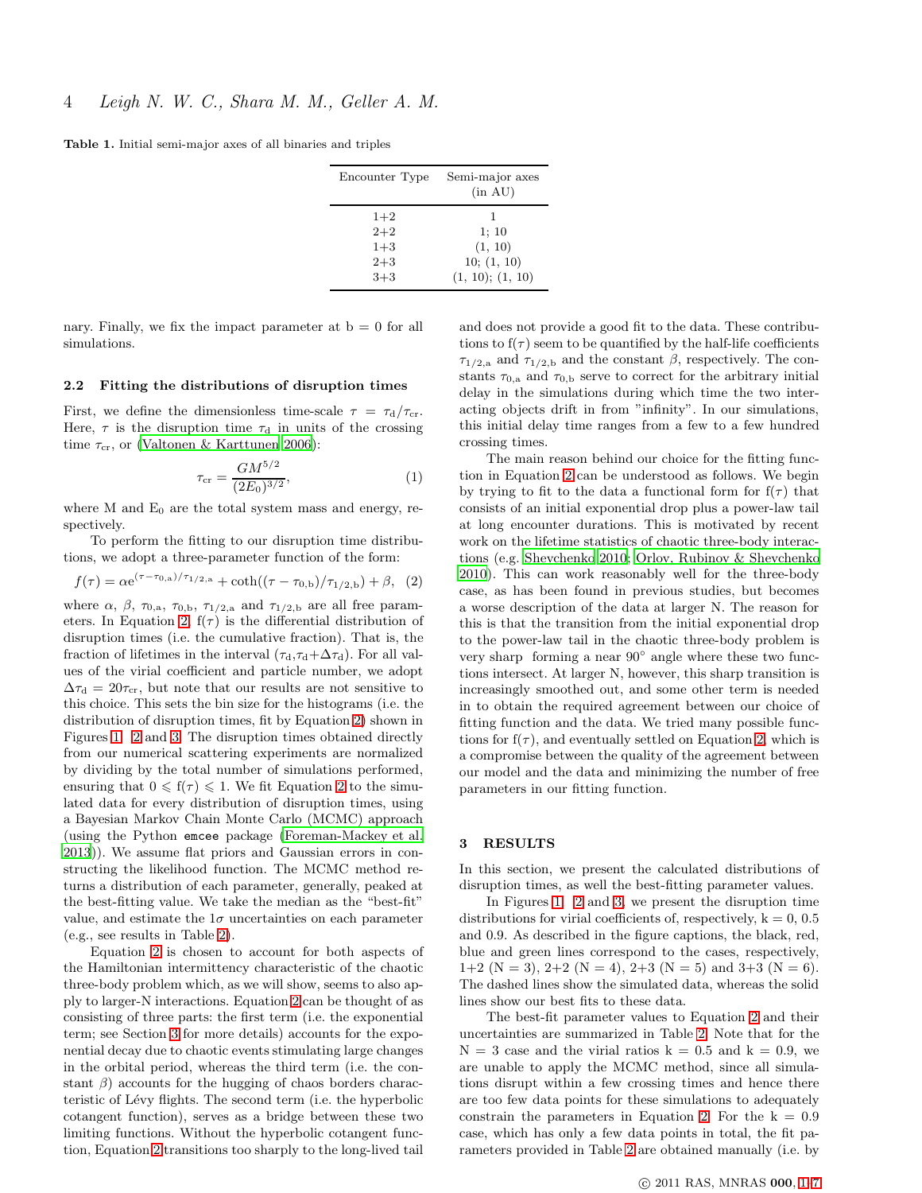**Table 1.** Initial semi-major axes of all binaries and triples

| Encounter Type | Semi-major axes (in AU) |
|---|---|
| 1+2 | 1 |
| 2+2 | 1; 10 |
| 1+3 | (1, 10) |
| 2+3 | 10; (1, 10) |
| 3+3 | (1, 10); (1, 10) |

nary. Finally, we fix the impact parameter at b = 0 for all simulations.

### 2.2 Fitting the distributions of disruption times

First, we define the dimensionless time-scale $\tau = \tau_{\rm d}/\tau_{\rm cr}$. Here, $\tau$ is the disruption time $\tau_{\rm d}$ in units of the crossing time $\tau_{\rm cr}$, or (Valtonen & Karttunen 2006):

$$\tau_{\rm cr} = \frac{GM^{5/2}}{(2E_0)^{3/2}}, \tag{1}$$

where M and $E_0$ are the total system mass and energy, respectively.

To perform the fitting to our disruption time distributions, we adopt a three-parameter function of the form:

$$f(\tau) = \alpha {\rm e}^{(\tau-\tau_{\rm 0,a})/\tau_{\rm 1/2,a}} + \coth((\tau-\tau_{\rm 0,b})/\tau_{\rm 1/2,b}) + \beta, \tag{2}$$

where $\alpha$, $\beta$, $\tau_{\rm 0,a}$, $\tau_{\rm 0,b}$, $\tau_{\rm 1/2,a}$ and $\tau_{\rm 1/2,b}$ are all free parameters. In Equation 2, f($\tau$) is the differential distribution of disruption times (i.e. the cumulative fraction). That is, the fraction of lifetimes in the interval ($\tau_{\rm d}$,$\tau_{\rm d}$+$\Delta\tau_{\rm d}$). For all values of the virial coefficient and particle number, we adopt $\Delta\tau_{\rm d} = 20\tau_{\rm cr}$, but note that our results are not sensitive to this choice. This sets the bin size for the histograms (i.e. the distribution of disruption times, fit by Equation 2) shown in Figures 1, 2 and 3. The disruption times obtained directly from our numerical scattering experiments are normalized by dividing by the total number of simulations performed, ensuring that $0 \leqslant f(\tau) \leqslant 1$. We fit Equation 2 to the simulated data for every distribution of disruption times, using a Bayesian Markov Chain Monte Carlo (MCMC) approach (using the Python `emcee` package (Foreman-Mackey et al. 2013)). We assume flat priors and Gaussian errors in constructing the likelihood function. The MCMC method returns a distribution of each parameter, generally, peaked at the best-fitting value. We take the median as the "best-fit" value, and estimate the 1$\sigma$ uncertainties on each parameter (e.g., see results in Table 2).

Equation 2 is chosen to account for both aspects of the Hamiltonian intermittency characteristic of the chaotic three-body problem which, as we will show, seems to also apply to larger-N interactions. Equation 2 can be thought of as consisting of three parts: the first term (i.e. the exponential term; see Section 3 for more details) accounts for the exponential decay due to chaotic events stimulating large changes in the orbital period, whereas the third term (i.e. the constant $\beta$) accounts for the hugging of chaos borders characteristic of Lévy flights. The second term (i.e. the hyperbolic cotangent function), serves as a bridge between these two limiting functions. Without the hyperbolic cotangent function, Equation 2 transitions too sharply to the long-lived tail and does not provide a good fit to the data. These contributions to f($\tau$) seem to be quantified by the half-life coefficients $\tau_{\rm 1/2,a}$ and $\tau_{\rm 1/2,b}$ and the constant $\beta$, respectively. The constants $\tau_{\rm 0,a}$ and $\tau_{\rm 0,b}$ serve to correct for the arbitrary initial delay in the simulations during which time the two interacting objects drift in from "infinity". In our simulations, this initial delay time ranges from a few to a few hundred crossing times.

The main reason behind our choice for the fitting function in Equation 2 can be understood as follows. We begin by trying to fit to the data a functional form for f($\tau$) that consists of an initial exponential drop plus a power-law tail at long encounter durations. This is motivated by recent work on the lifetime statistics of chaotic three-body interactions (e.g. Shevchenko 2010; Orlov, Rubinov & Shevchenko 2010). This can work reasonably well for the three-body case, as has been found in previous studies, but becomes a worse description of the data at larger N. The reason for this is that the transition from the initial exponential drop to the power-law tail in the chaotic three-body problem is very sharp forming a near 90° angle where these two functions intersect. At larger N, however, this sharp transition is increasingly smoothed out, and some other term is needed in to obtain the required agreement between our choice of fitting function and the data. We tried many possible functions for f($\tau$), and eventually settled on Equation 2, which is a compromise between the quality of the agreement between our model and the data and minimizing the number of free parameters in our fitting function.

## 3 RESULTS

In this section, we present the calculated distributions of disruption times, as well the best-fitting parameter values.

In Figures 1, 2 and 3, we present the disruption time distributions for virial coefficients of, respectively, k = 0, 0.5 and 0.9. As described in the figure captions, the black, red, blue and green lines correspond to the cases, respectively, 1+2 (N = 3), 2+2 (N = 4), 2+3 (N = 5) and 3+3 (N = 6). The dashed lines show the simulated data, whereas the solid lines show our best fits to these data.

The best-fit parameter values to Equation 2 and their uncertainties are summarized in Table 2. Note that for the N = 3 case and the virial ratios k = 0.5 and k = 0.9, we are unable to apply the MCMC method, since all simulations disrupt within a few crossing times and hence there are too few data points for these simulations to adequately constrain the parameters in Equation 2. For the k = 0.9 case, which has only a few data points in total, the fit parameters provided in Table 2 are obtained manually (i.e. by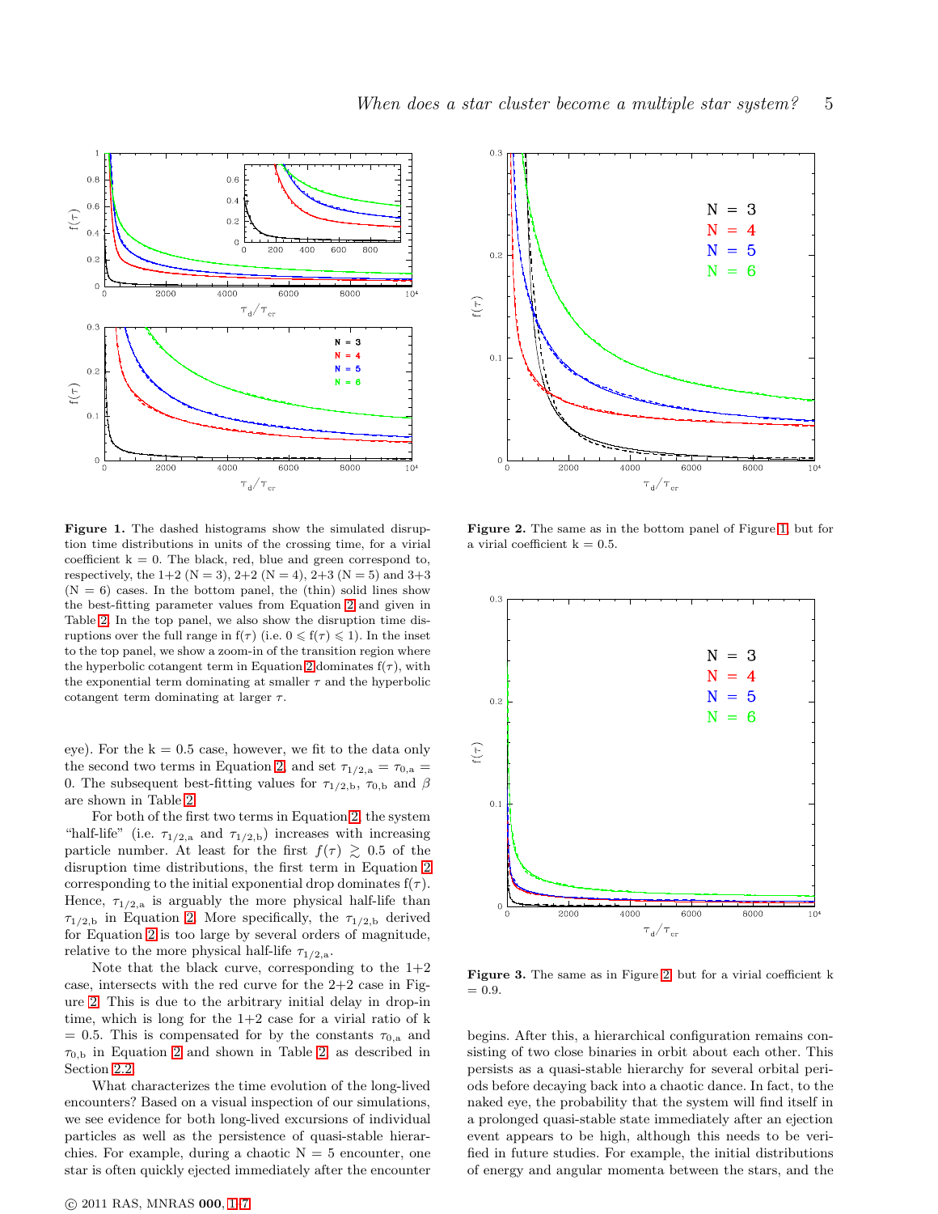**Figure 1.** The dashed histograms show the simulated disruption time distributions in units of the crossing time, for a virial coefficient k = 0. The black, red, blue and green correspond to, respectively, the 1+2 (N = 3), 2+2 (N = 4), 2+3 (N = 5) and 3+3 (N = 6) cases. In the bottom panel, the (thin) solid lines show the best-fitting parameter values from Equation 2 and given in Table 2. In the top panel, we also show the disruption time disruptions over the full range in $f(\tau)$ (i.e. $0 \leqslant f(\tau) \leqslant 1$). In the inset to the top panel, we show a zoom-in of the transition region where the hyperbolic cotangent term in Equation 2 dominates $f(\tau)$, with the exponential term dominating at smaller $\tau$ and the hyperbolic cotangent term dominating at larger $\tau$.

**Figure 2.** The same as in the bottom panel of Figure 1, but for a virial coefficient k = 0.5.

**Figure 3.** The same as in Figure 2, but for a virial coefficient k = 0.9.

eye). For the k = 0.5 case, however, we fit to the data only the second two terms in Equation 2, and set $\tau_{1/2,\mathrm{a}} = \tau_{0,\mathrm{a}} = 0$. The subsequent best-fitting values for $\tau_{1/2,\mathrm{b}}$, $\tau_{0,\mathrm{b}}$ and $\beta$ are shown in Table 2.

For both of the first two terms in Equation 2, the system "half-life" (i.e. $\tau_{1/2,\mathrm{a}}$ and $\tau_{1/2,\mathrm{b}}$) increases with increasing particle number. At least for the first $f(\tau) \gtrsim 0.5$ of the disruption time distributions, the first term in Equation 2 corresponding to the initial exponential drop dominates $f(\tau)$. Hence, $\tau_{1/2,\mathrm{a}}$ is arguably the more physical half-life than $\tau_{1/2,\mathrm{b}}$ in Equation 2. More specifically, the $\tau_{1/2,\mathrm{b}}$ derived for Equation 2 is too large by several orders of magnitude, relative to the more physical half-life $\tau_{1/2,\mathrm{a}}$.

Note that the black curve, corresponding to the 1+2 case, intersects with the red curve for the 2+2 case in Figure 2. This is due to the arbitrary initial delay in drop-in time, which is long for the 1+2 case for a virial ratio of k = 0.5. This is compensated for by the constants $\tau_{0,\mathrm{a}}$ and $\tau_{0,\mathrm{b}}$ in Equation 2 and shown in Table 2, as described in Section 2.2.

What characterizes the time evolution of the long-lived encounters? Based on a visual inspection of our simulations, we see evidence for both long-lived excursions of individual particles as well as the persistence of quasi-stable hierarchies. For example, during a chaotic N = 5 encounter, one star is often quickly ejected immediately after the encounter begins. After this, a hierarchical configuration remains consisting of two close binaries in orbit about each other. This persists as a quasi-stable hierarchy for several orbital periods before decaying back into a chaotic dance. In fact, to the naked eye, the probability that the system will find itself in a prolonged quasi-stable state immediately after an ejection event appears to be high, although this needs to be verified in future studies. For example, the initial distributions of energy and angular momenta between the stars, and the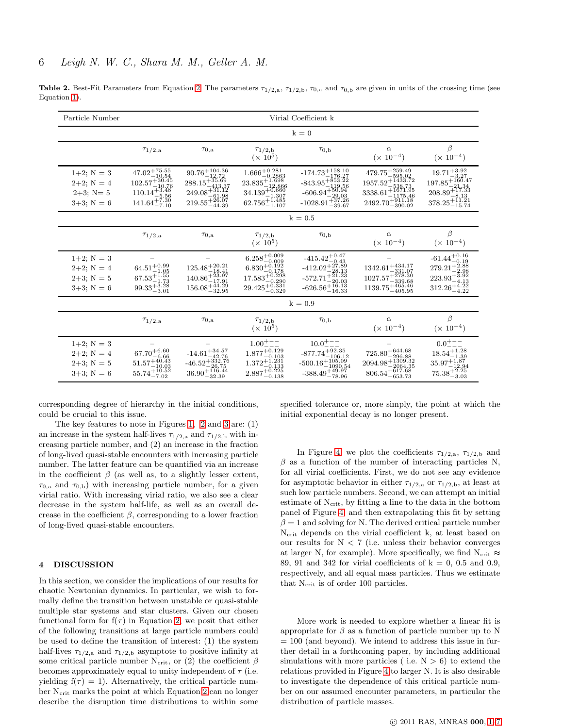**Table 2.** Best-Fit Parameters from Equation 2. The parameters $\tau_{1/2,\mathrm{a}}$, $\tau_{1/2,\mathrm{b}}$, $\tau_{0,\mathrm{a}}$ and $\tau_{0,\mathrm{b}}$ are given in units of the crossing time (see Equation 1).

| Particle Number | Virial Coefficient k | | | | | |
|---|---|---|---|---|---|---|
| | | | k = 0 | | | |
| | $\tau_{1/2,\mathrm{a}}$ | $\tau_{0,\mathrm{a}}$ | $\tau_{1/2,\mathrm{b}}$ ($\times\ 10^5$) | $\tau_{0,\mathrm{b}}$ | $\alpha$ ($\times\ 10^{-4}$) | $\beta$ ($\times\ 10^{-4}$) |
| 1+2; N = 3 | $47.02^{+75.55}_{-10.54}$ | $90.76^{+104.36}_{-12.72}$ | $1.666^{+0.281}_{-0.2863}$ | $-174.73^{+158.10}_{-176.27}$ | $479.75^{+259.49}_{-595.02}$ | $19.71^{+3.92}_{-3.27}$ |
| 2+2; N = 4 | $102.57^{+30.45}_{-10.76}$ | $288.15^{+35.69}_{-413.37}$ | $23.835^{+1.698}_{-12.866}$ | $-843.95^{+853.22}_{-119.56}$ | $1957.52^{+1433.72}_{-538.73}$ | $197.85^{+160.47}_{-21.34}$ |
| 2+3; N= 5 | $110.14^{+3.48}_{-5.56}$ | $249.08^{+31.12}_{-61.98}$ | $34.139^{+0.660}_{-1.307}$ | $-606.94^{+50.94}_{-29.03}$ | $3338.61^{+1671.95}_{-1175.46}$ | $208.89^{+17.33}_{-8.13}$ |
| 3+3; N = 6 | $141.64^{+7.30}_{-7.10}$ | $219.55^{+26.07}_{-44.39}$ | $62.756^{+1.485}_{-1.107}$ | $-1028.91^{+37.26}_{-39.67}$ | $2492.70^{+911.18}_{-390.02}$ | $378.25^{+11.21}_{-15.74}$ |
| | | | k = 0.5 | | | |
| | $\tau_{1/2,\mathrm{a}}$ | $\tau_{0,\mathrm{a}}$ | $\tau_{1/2,\mathrm{b}}$ ($\times\ 10^5$) | $\tau_{0,\mathrm{b}}$ | $\alpha$ ($\times\ 10^{-4}$) | $\beta$ ($\times\ 10^{-4}$) |
| 1+2; N = 3 | – | – | $6.258^{+0.009}_{-0.009}$ | $-415.42^{+0.47}_{-0.43}$ | – | $-61.44^{+0.16}_{-0.19}$ |
| 2+2; N = 4 | $64.51^{+0.99}_{-1.05}$ | $125.48^{+20.21}_{-18.41}$ | $6.830^{+0.192}_{-0.178}$ | $-412.02^{+27.89}_{-28.13}$ | $1342.61^{+434.17}_{-331.07}$ | $279.21^{+2.88}_{-2.98}$ |
| 2+3; N = 5 | $67.53^{+1.55}_{-1.73}$ | $140.86^{+23.97}_{-17.91}$ | $17.583^{+0.298}_{-0.290}$ | $-572.71^{+21.23}_{-20.03}$ | $1027.57^{+278.30}_{-339.68}$ | $223.93^{+3.92}_{-4.13}$ |
| 3+3; N = 6 | $99.33^{+3.28}_{-3.01}$ | $156.08^{+44.29}_{-32.95}$ | $29.425^{+0.331}_{-0.329}$ | $-626.56^{+16.13}_{-16.33}$ | $1139.75^{+465.46}_{-405.95}$ | $312.26^{+4.22}_{-4.22}$ |
| | | | k = 0.9 | | | |
| | $\tau_{1/2,\mathrm{a}}$ | $\tau_{0,\mathrm{a}}$ | $\tau_{1/2,\mathrm{b}}$ ($\times\ 10^5$) | $\tau_{0,\mathrm{b}}$ | $\alpha$ ($\times\ 10^{-4}$) | $\beta$ ($\times\ 10^{-4}$) |
| 1+2; N = 3 | – | – | $1.00^{+--}_{--}$ | $10.0^{+--}_{--}$ | – | $0.0^{+--}_{--}$ |
| 2+2; N = 4 | $67.70^{+6.60}_{-6.66}$ | $-14.61^{+34.57}_{-42.76}$ | $1.877^{+0.129}_{-0.103}$ | $-877.74^{+92.35}_{-106.12}$ | $725.80^{+644.68}_{-296.88}$ | $18.54^{+1.28}_{-1.39}$ |
| 2+3; N = 5 | $51.57^{+40.43}_{-10.03}$ | $-46.52^{+332.76}_{-26.75}$ | $1.372^{+1.231}_{-0.133}$ | $-500.16^{+105.09}_{-1090.54}$ | $2094.98^{+1309.32}_{-2064.35}$ | $35.97^{+1.87}_{-12.94}$ |
| 3+3; N = 6 | $55.74^{+10.52}_{-7.02}$ | $36.90^{+116.44}_{-32.39}$ | $2.887^{+0.225}_{-0.138}$ | $-388.49^{+49.97}_{-78.96}$ | $806.54^{+617.68}_{-653.73}$ | $75.38^{+2.25}_{-3.03}$ |

corresponding degree of hierarchy in the initial conditions, could be crucial to this issue.

The key features to note in Figures 1, 2 and 3 are: (1) an increase in the system half-lives $\tau_{1/2,\mathrm{a}}$ and $\tau_{1/2,\mathrm{b}}$ with increasing particle number, and (2) an increase in the fraction of long-lived quasi-stable encounters with increasing particle number. The latter feature can be quantified via an increase in the coefficient $\beta$ (as well as, to a slightly lesser extent, $\tau_{0,\mathrm{a}}$ and $\tau_{0,\mathrm{b}}$) with increasing particle number, for a given virial ratio. With increasing virial ratio, we also see a clear decrease in the system half-life, as well as an overall decrease in the coefficient $\beta$, corresponding to a lower fraction of long-lived quasi-stable encounters.

## 4 DISCUSSION

In this section, we consider the implications of our results for chaotic Newtonian dynamics. In particular, we wish to formally define the transition between unstable or quasi-stable multiple star systems and star clusters. Given our chosen functional form for $f(\tau)$ in Equation 2, we posit that either of the following transitions at large particle numbers could be used to define the transition of interest: (1) the system half-lives $\tau_{1/2,\mathrm{a}}$ and $\tau_{1/2,\mathrm{b}}$ asymptote to positive infinity at some critical particle number $\mathrm{N_{crit}}$, or (2) the coefficient $\beta$ becomes approximately equal to unity independent of $\tau$ (i.e. yielding $f(\tau) = 1$). Alternatively, the critical particle number $\mathrm{N_{crit}}$ marks the point at which Equation 2 can no longer describe the disruption time distributions to within some specified tolerance or, more simply, the point at which the initial exponential decay is no longer present.

In Figure 4, we plot the coefficients $\tau_{1/2,\mathrm{a}}$, $\tau_{1/2,\mathrm{b}}$ and $\beta$ as a function of the number of interacting particles N, for all virial coefficients. First, we do not see any evidence for asymptotic behavior in either $\tau_{1/2,\mathrm{a}}$ or $\tau_{1/2,\mathrm{b}}$, at least at such low particle numbers. Second, we can attempt an initial estimate of $\mathrm{N_{crit}}$, by fitting a line to the data in the bottom panel of Figure 4 and then extrapolating this fit by setting $\beta = 1$ and solving for N. The derived critical particle number $\mathrm{N_{crit}}$ depends on the virial coefficient k, at least based on our results for $\mathrm{N} < 7$ (i.e. unless their behavior converges at larger N, for example). More specifically, we find $\mathrm{N_{crit}} \approx$ 89, 91 and 342 for virial coefficients of k = 0, 0.5 and 0.9, respectively, and all equal mass particles. Thus we estimate that $\mathrm{N_{crit}}$ is of order 100 particles.

More work is needed to explore whether a linear fit is appropriate for $\beta$ as a function of particle number up to N = 100 (and beyond). We intend to address this issue in further detail in a forthcoming paper, by including additional simulations with more particles ( i.e. N > 6) to extend the relations provided in Figure 4 to larger N. It is also desirable to investigate the dependence of this critical particle number on our assumed encounter parameters, in particular the distribution of particle masses.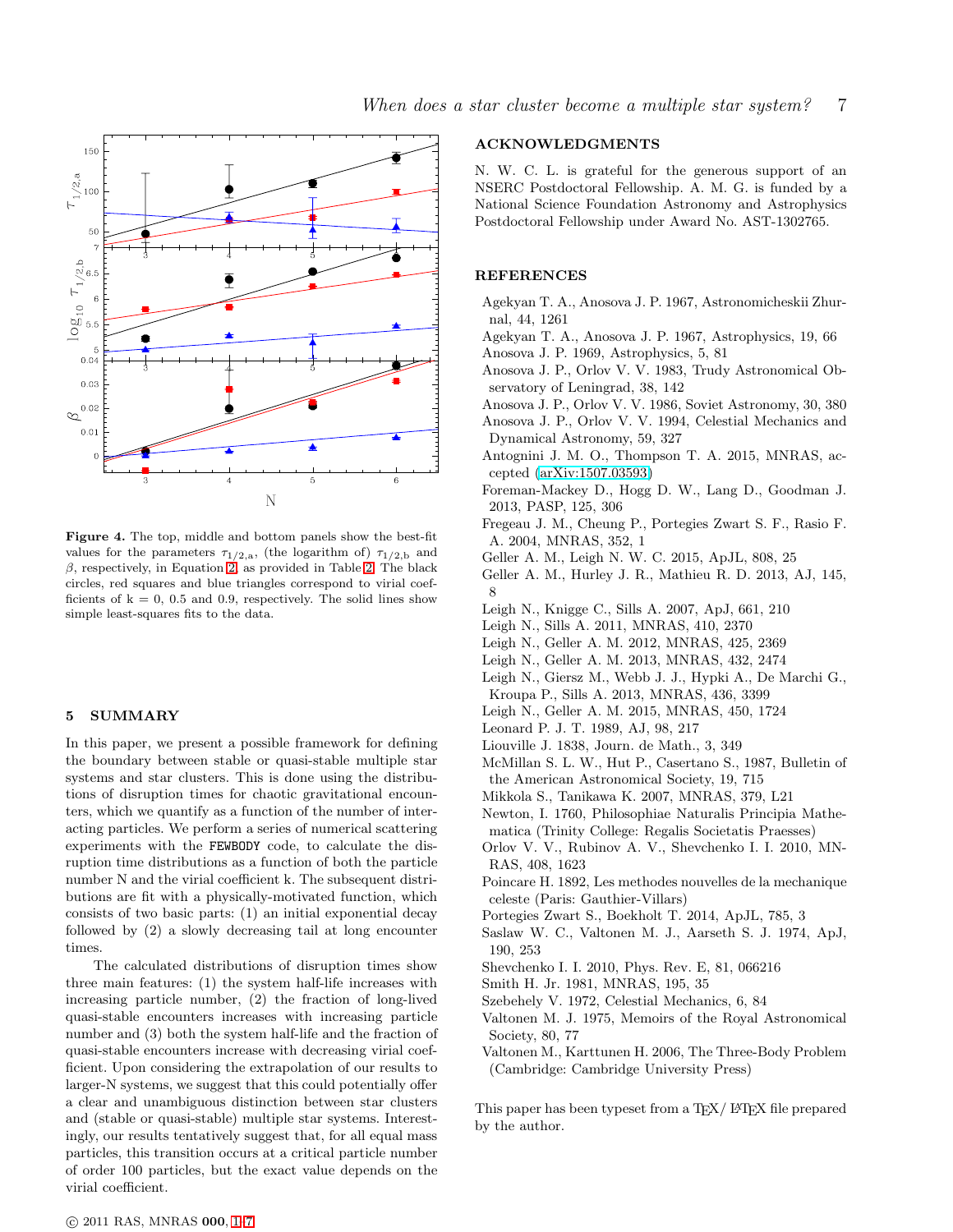$\tau_{1/2,a}$

150

100

50

3 4 5 6

$\log_{10}\ \tau_{1/2,b}$

7

6.5

6

5.5

5

3 4 5 6

$\beta$

0.04

0.03

0.02

0.01

0

3 4 5 6

N

**Figure 4.** The top, middle and bottom panels show the best-fit values for the parameters $\tau_{1/2,\mathrm{a}}$, (the logarithm of) $\tau_{1/2,\mathrm{b}}$ and $\beta$, respectively, in Equation 2, as provided in Table 2. The black circles, red squares and blue triangles correspond to virial coefficients of k = 0, 0.5 and 0.9, respectively. The solid lines show simple least-squares fits to the data.

## 5 SUMMARY

In this paper, we present a possible framework for defining the boundary between stable or quasi-stable multiple star systems and star clusters. This is done using the distributions of disruption times for chaotic gravitational encounters, which we quantify as a function of the number of interacting particles. We perform a series of numerical scattering experiments with the `FEWBODY` code, to calculate the disruption time distributions as a function of both the particle number N and the virial coefficient k. The subsequent distributions are fit with a physically-motivated function, which consists of two basic parts: (1) an initial exponential decay followed by (2) a slowly decreasing tail at long encounter times.

The calculated distributions of disruption times show three main features: (1) the system half-life increases with increasing particle number, (2) the fraction of long-lived quasi-stable encounters increases with increasing particle number and (3) both the system half-life and the fraction of quasi-stable encounters increase with decreasing virial coefficient. Upon considering the extrapolation of our results to larger-N systems, we suggest that this could potentially offer a clear and unambiguous distinction between star clusters and (stable or quasi-stable) multiple star systems. Interestingly, our results tentatively suggest that, for all equal mass particles, this transition occurs at a critical particle number of order 100 particles, but the exact value depends on the virial coefficient.

## ACKNOWLEDGMENTS

N. W. C. L. is grateful for the generous support of an NSERC Postdoctoral Fellowship. A. M. G. is funded by a National Science Foundation Astronomy and Astrophysics Postdoctoral Fellowship under Award No. AST-1302765.

## REFERENCES

Agekyan T. A., Anosova J. P. 1967, Astronomicheskii Zhurnal, 44, 1261

Agekyan T. A., Anosova J. P. 1967, Astrophysics, 19, 66

Anosova J. P. 1969, Astrophysics, 5, 81

Anosova J. P., Orlov V. V. 1983, Trudy Astronomical Observatory of Leningrad, 38, 142

Anosova J. P., Orlov V. V. 1986, Soviet Astronomy, 30, 380

Anosova J. P., Orlov V. V. 1994, Celestial Mechanics and Dynamical Astronomy, 59, 327

Antognini J. M. O., Thompson T. A. 2015, MNRAS, accepted (arXiv:1507.03593)

Foreman-Mackey D., Hogg D. W., Lang D., Goodman J. 2013, PASP, 125, 306

Fregeau J. M., Cheung P., Portegies Zwart S. F., Rasio F. A. 2004, MNRAS, 352, 1

Geller A. M., Leigh N. W. C. 2015, ApJL, 808, 25

Geller A. M., Hurley J. R., Mathieu R. D. 2013, AJ, 145, 8

Leigh N., Knigge C., Sills A. 2007, ApJ, 661, 210

Leigh N., Sills A. 2011, MNRAS, 410, 2370

Leigh N., Geller A. M. 2012, MNRAS, 425, 2369

Leigh N., Geller A. M. 2013, MNRAS, 432, 2474

Leigh N., Giersz M., Webb J. J., Hypki A., De Marchi G., Kroupa P., Sills A. 2013, MNRAS, 436, 3399

Leigh N., Geller A. M. 2015, MNRAS, 450, 1724

Leonard P. J. T. 1989, AJ, 98, 217

Liouville J. 1838, Journ. de Math., 3, 349

McMillan S. L. W., Hut P., Casertano S., 1987, Bulletin of the American Astronomical Society, 19, 715

Mikkola S., Tanikawa K. 2007, MNRAS, 379, L21

Newton, I. 1760, Philosophiae Naturalis Principia Mathematica (Trinity College: Regalis Societatis Praesses)

Orlov V. V., Rubinov A. V., Shevchenko I. I. 2010, MNRAS, 408, 1623

Poincare H. 1892, Les methodes nouvelles de la mechanique celeste (Paris: Gauthier-Villars)

Portegies Zwart S., Boekholt T. 2014, ApJL, 785, 3

Saslaw W. C., Valtonen M. J., Aarseth S. J. 1974, ApJ, 190, 253

Shevchenko I. I. 2010, Phys. Rev. E, 81, 066216

Smith H. Jr. 1981, MNRAS, 195, 35

Szebehely V. 1972, Celestial Mechanics, 6, 84

Valtonen M. J. 1975, Memoirs of the Royal Astronomical Society, 80, 77

Valtonen M., Karttunen H. 2006, The Three-Body Problem (Cambridge: Cambridge University Press)

This paper has been typeset from a TEX/ LATEX file prepared by the author.